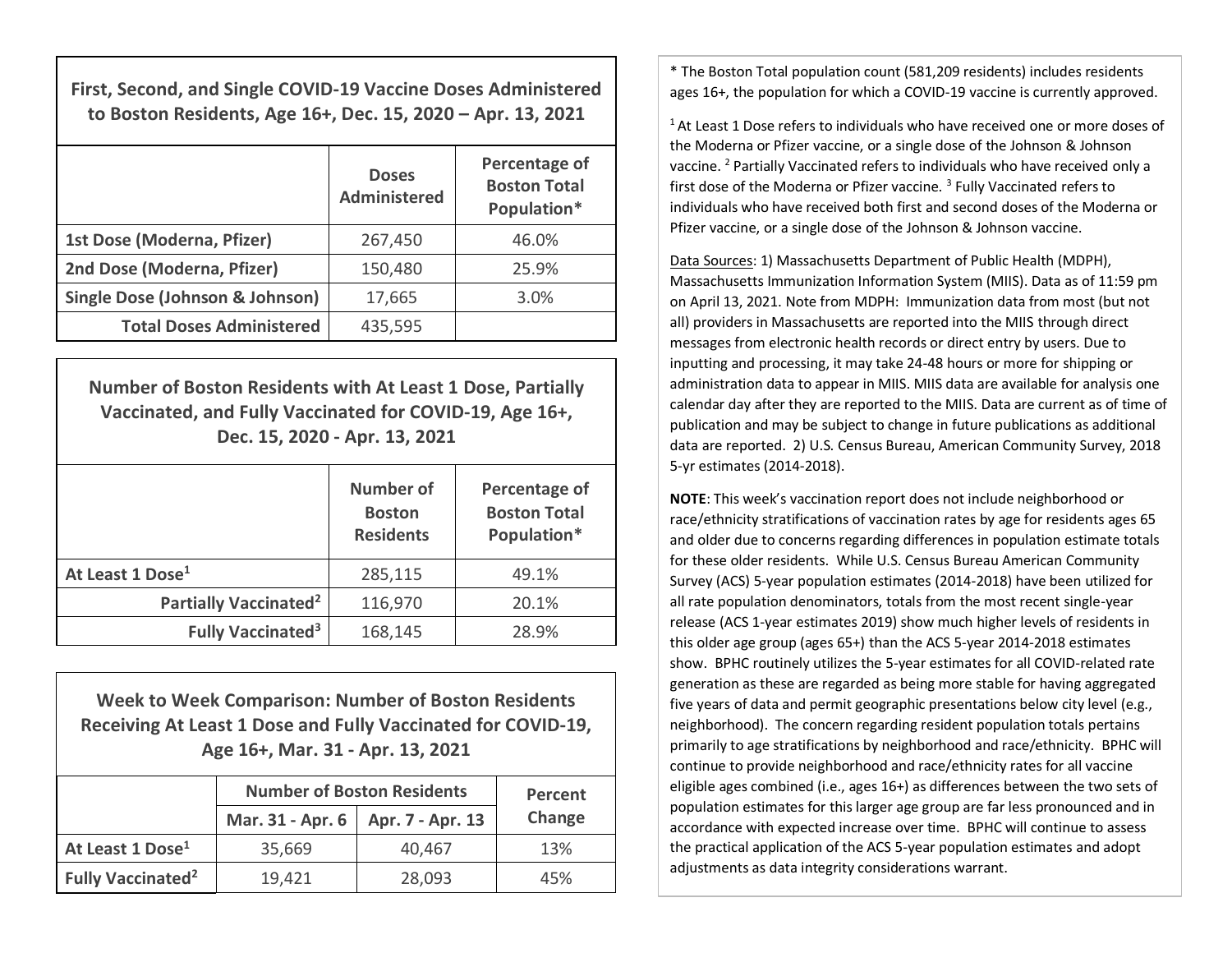### First, Second, and Single COVID-19 Vaccine Doses Administered to Boston Residents, Age 16+, Dec. 15, 2020 – Apr. 13, 2021

| | Doses Administered | Percentage of Boston Total Population* |
|---|---|---|
| 1st Dose (Moderna, Pfizer) | 267,450 | 46.0% |
| 2nd Dose (Moderna, Pfizer) | 150,480 | 25.9% |
| Single Dose (Johnson & Johnson) | 17,665 | 3.0% |
| **Total Doses Administered** | 435,595 | |

### Number of Boston Residents with At Least 1 Dose, Partially Vaccinated, and Fully Vaccinated for COVID-19, Age 16+, Dec. 15, 2020 - Apr. 13, 2021

| | Number of Boston Residents | Percentage of Boston Total Population* |
|---|---|---|
| At Least 1 Dose[1] | 285,115 | 49.1% |
| Partially Vaccinated[2] | 116,970 | 20.1% |
| Fully Vaccinated[3] | 168,145 | 28.9% |

### Week to Week Comparison: Number of Boston Residents Receiving At Least 1 Dose and Fully Vaccinated for COVID-19, Age 16+, Mar. 31 - Apr. 13, 2021

| | Number of Boston Residents | | Percent Change |
|---|---|---|---|
| | Mar. 31 - Apr. 6 | Apr. 7 - Apr. 13 | |
| At Least 1 Dose[1] | 35,669 | 40,467 | 13% |
| Fully Vaccinated[2] | 19,421 | 28,093 | 45% |

* The Boston Total population count (581,209 residents) includes residents ages 16+, the population for which a COVID-19 vaccine is currently approved.

[1] At Least 1 Dose refers to individuals who have received one or more doses of the Moderna or Pfizer vaccine, or a single dose of the Johnson & Johnson vaccine. [2] Partially Vaccinated refers to individuals who have received only a first dose of the Moderna or Pfizer vaccine. [3] Fully Vaccinated refers to individuals who have received both first and second doses of the Moderna or Pfizer vaccine, or a single dose of the Johnson & Johnson vaccine.

Data Sources: 1) Massachusetts Department of Public Health (MDPH), Massachusetts Immunization Information System (MIIS). Data as of 11:59 pm on April 13, 2021. Note from MDPH: Immunization data from most (but not all) providers in Massachusetts are reported into the MIIS through direct messages from electronic health records or direct entry by users. Due to inputting and processing, it may take 24-48 hours or more for shipping or administration data to appear in MIIS. MIIS data are available for analysis one calendar day after they are reported to the MIIS. Data are current as of time of publication and may be subject to change in future publications as additional data are reported. 2) U.S. Census Bureau, American Community Survey, 2018 5-yr estimates (2014-2018).

**NOTE**: This week's vaccination report does not include neighborhood or race/ethnicity stratifications of vaccination rates by age for residents ages 65 and older due to concerns regarding differences in population estimate totals for these older residents. While U.S. Census Bureau American Community Survey (ACS) 5-year population estimates (2014-2018) have been utilized for all rate population denominators, totals from the most recent single-year release (ACS 1-year estimates 2019) show much higher levels of residents in this older age group (ages 65+) than the ACS 5-year 2014-2018 estimates show. BPHC routinely utilizes the 5-year estimates for all COVID-related rate generation as these are regarded as being more stable for having aggregated five years of data and permit geographic presentations below city level (e.g., neighborhood). The concern regarding resident population totals pertains primarily to age stratifications by neighborhood and race/ethnicity. BPHC will continue to provide neighborhood and race/ethnicity rates for all vaccine eligible ages combined (i.e., ages 16+) as differences between the two sets of population estimates for this larger age group are far less pronounced and in accordance with expected increase over time. BPHC will continue to assess the practical application of the ACS 5-year population estimates and adopt adjustments as data integrity considerations warrant.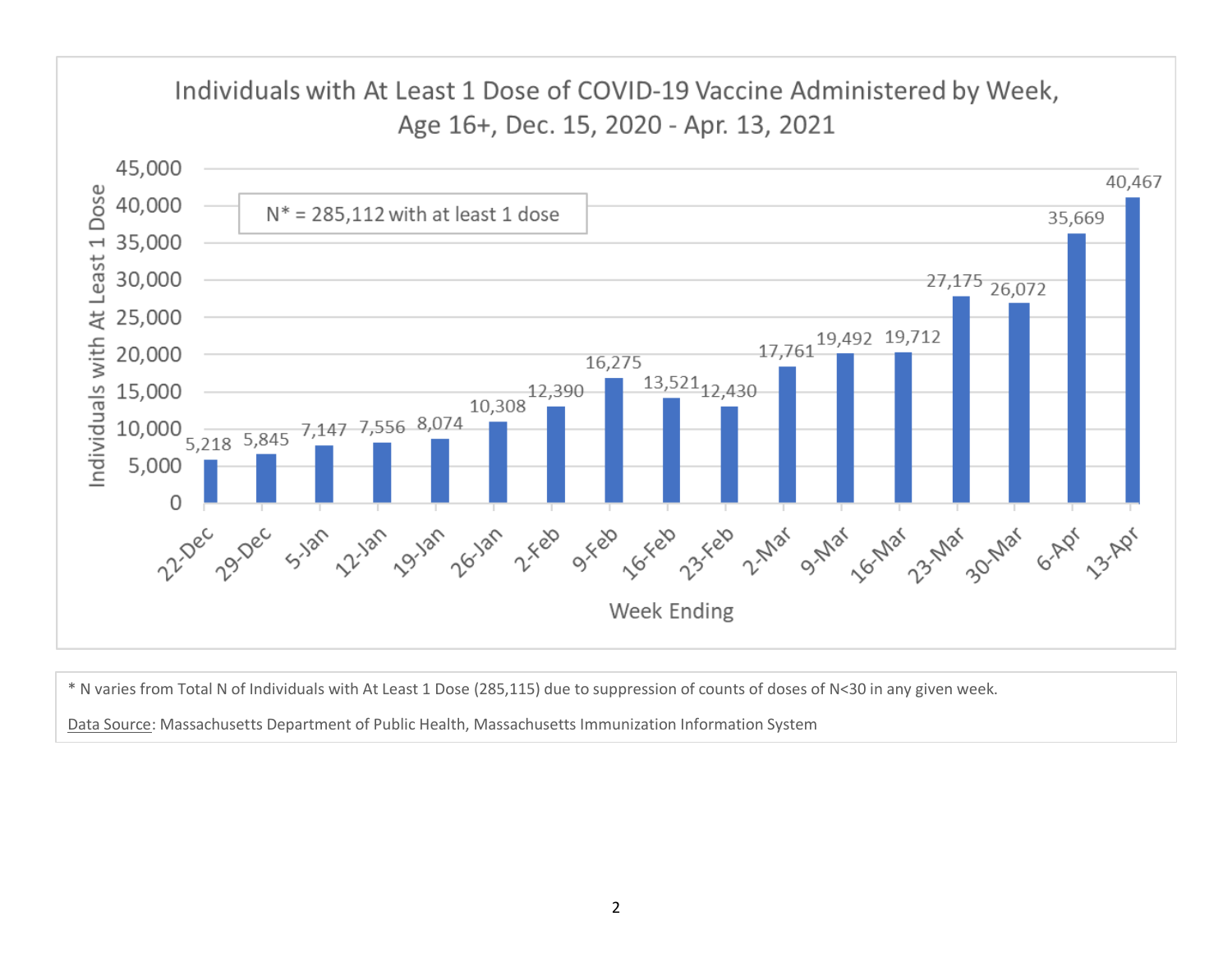Individuals with At Least 1 Dose of COVID-19 Vaccine Administered by Week, Age 16+, Dec. 15, 2020 - Apr. 13, 2021

N* = 285,112 with at least 1 dose

Individuals with At Least 1 Dose

45,000
40,000
35,000
30,000
25,000
20,000
15,000
10,000
5,000
0

5,218
5,845
7,147
7,556
8,074
10,308
12,390
16,275
13,521
12,430
17,761
19,492
19,712
27,175
26,072
35,669
40,467

22-Dec
29-Dec
5-Jan
12-Jan
19-Jan
26-Jan
2-Feb
9-Feb
16-Feb
23-Feb
2-Mar
9-Mar
16-Mar
23-Mar
30-Mar
6-Apr
13-Apr

Week Ending

* N varies from Total N of Individuals with At Least 1 Dose (285,115) due to suppression of counts of doses of N<30 in any given week.

Data Source: Massachusetts Department of Public Health, Massachusetts Immunization Information System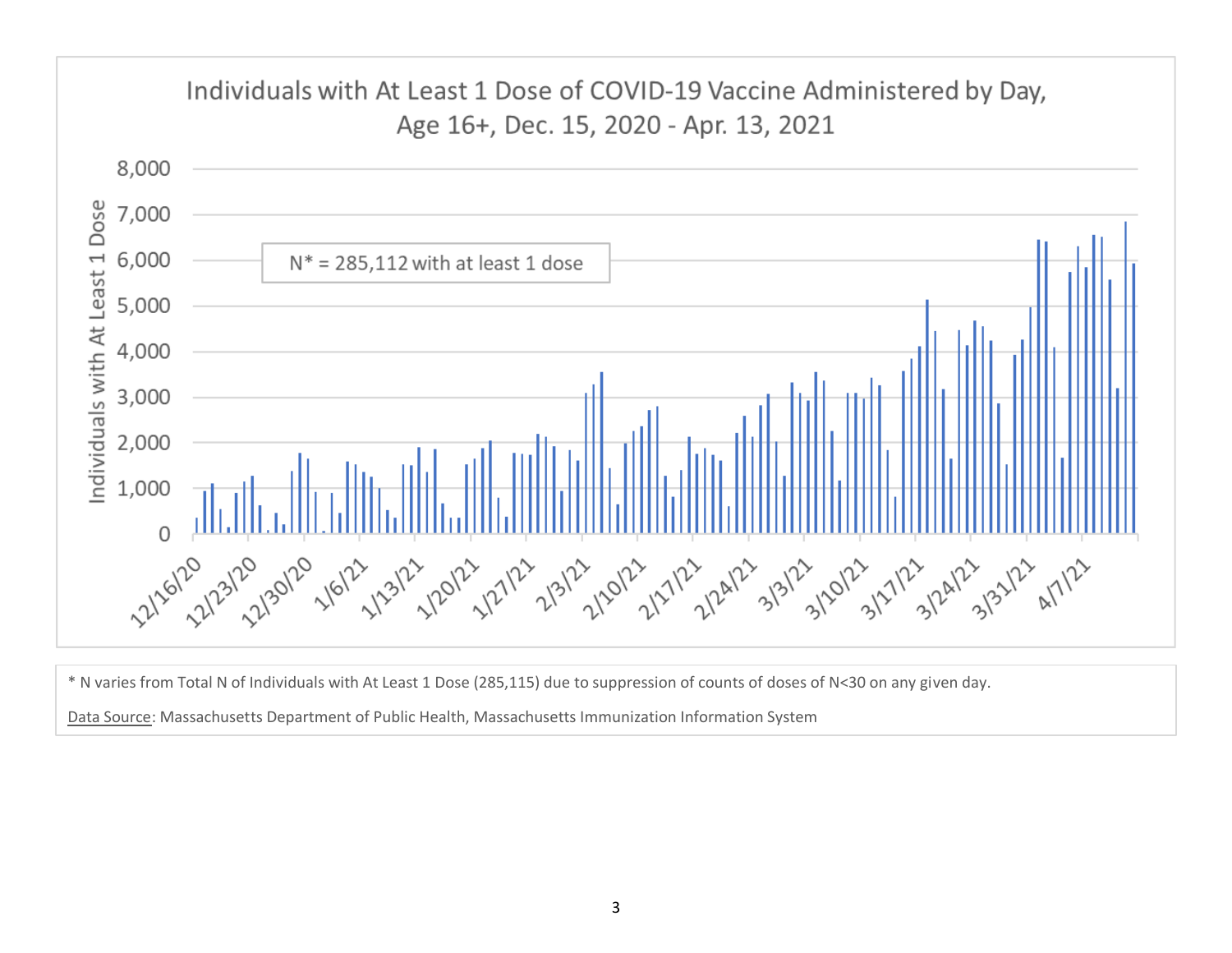Individuals with At Least 1 Dose of COVID-19 Vaccine Administered by Day, Age 16+, Dec. 15, 2020 - Apr. 13, 2021

N* = 285,112 with at least 1 dose

Individuals with At Least 1 Dose

8,000
7,000
6,000
5,000
4,000
3,000
2,000
1,000
0

12/16/20
12/23/20
12/30/20
1/6/21
1/13/21
1/20/21
1/27/21
2/3/21
2/10/21
2/17/21
2/24/21
3/3/21
3/10/21
3/17/21
3/24/21
3/31/21
4/7/21

\* N varies from Total N of Individuals with At Least 1 Dose (285,115) due to suppression of counts of doses of N<30 on any given day.

Data Source: Massachusetts Department of Public Health, Massachusetts Immunization Information System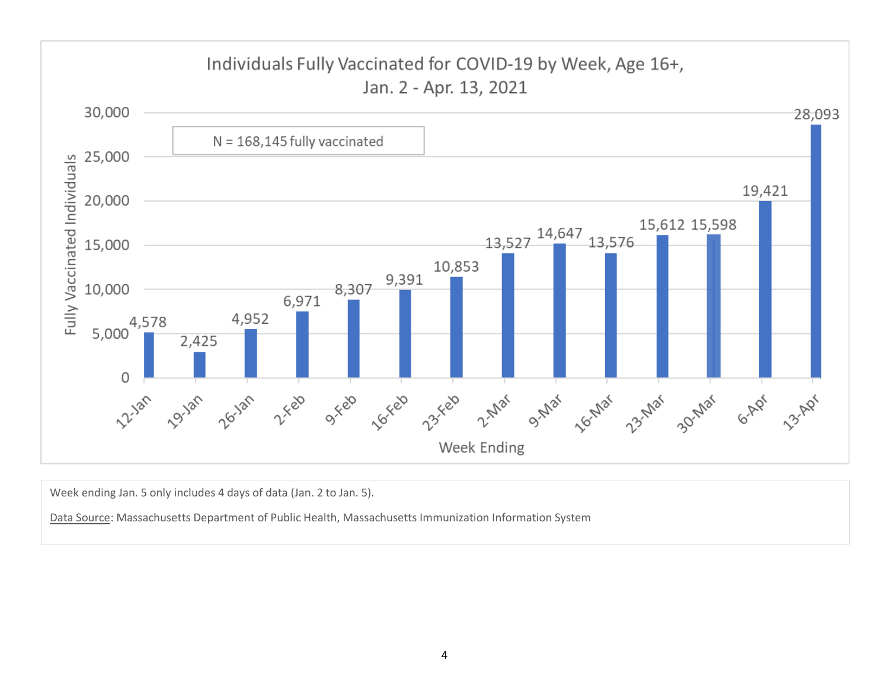## Individuals Fully Vaccinated for COVID-19 by Week, Age 16+, Jan. 2 - Apr. 13, 2021

N = 168,145 fully vaccinated

| Week Ending | Fully Vaccinated Individuals |
|---|---|
| 12-Jan | 4,578 |
| 19-Jan | 2,425 |
| 26-Jan | 4,952 |
| 2-Feb | 6,971 |
| 9-Feb | 8,307 |
| 16-Feb | 9,391 |
| 23-Feb | 10,853 |
| 2-Mar | 13,527 |
| 9-Mar | 14,647 |
| 16-Mar | 13,576 |
| 23-Mar | 15,612 |
| 30-Mar | 15,598 |
| 6-Apr | 19,421 |
| 13-Apr | 28,093 |

Week ending Jan. 5 only includes 4 days of data (Jan. 2 to Jan. 5).

Data Source: Massachusetts Department of Public Health, Massachusetts Immunization Information System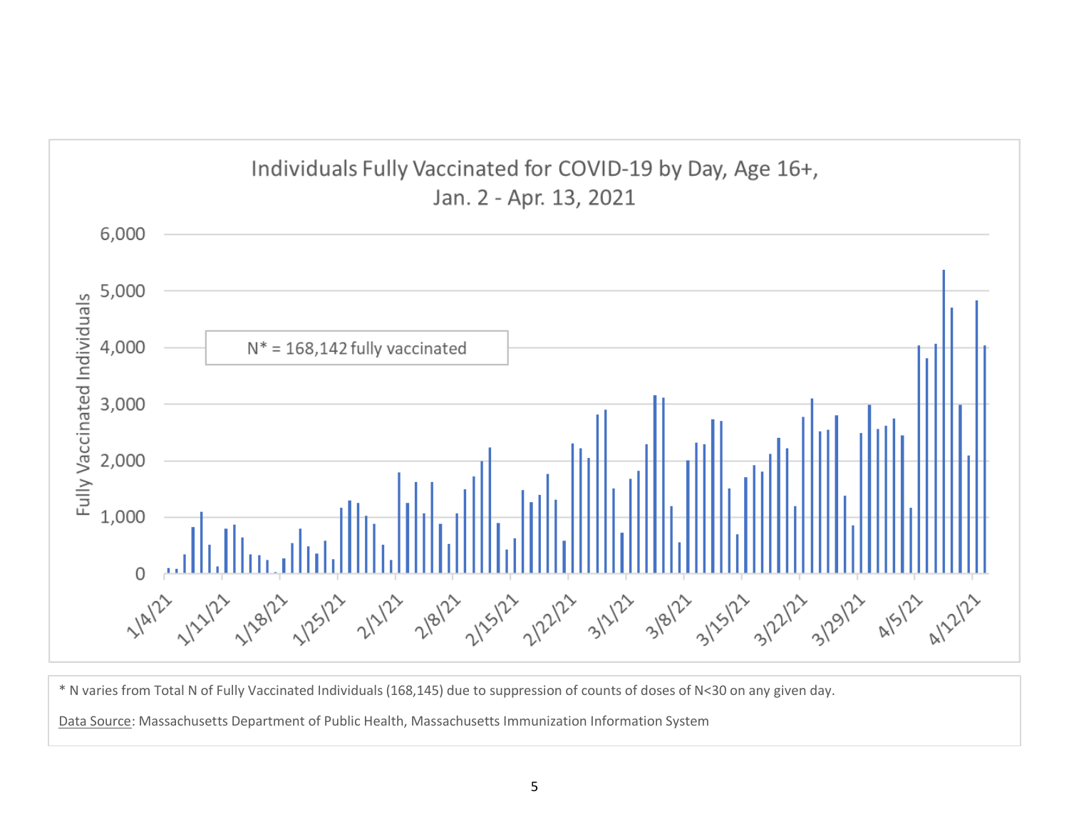Individuals Fully Vaccinated for COVID-19 by Day, Age 16+, Jan. 2 - Apr. 13, 2021

6,000
5,000
4,000
3,000
2,000
1,000
0

Fully Vaccinated Individuals

N* = 168,142 fully vaccinated

1/4/21
1/11/21
1/18/21
1/25/21
2/1/21
2/8/21
2/15/21
2/22/21
3/1/21
3/8/21
3/15/21
3/22/21
3/29/21
4/5/21
4/12/21

\* N varies from Total N of Fully Vaccinated Individuals (168,145) due to suppression of counts of doses of N<30 on any given day.

Data Source: Massachusetts Department of Public Health, Massachusetts Immunization Information System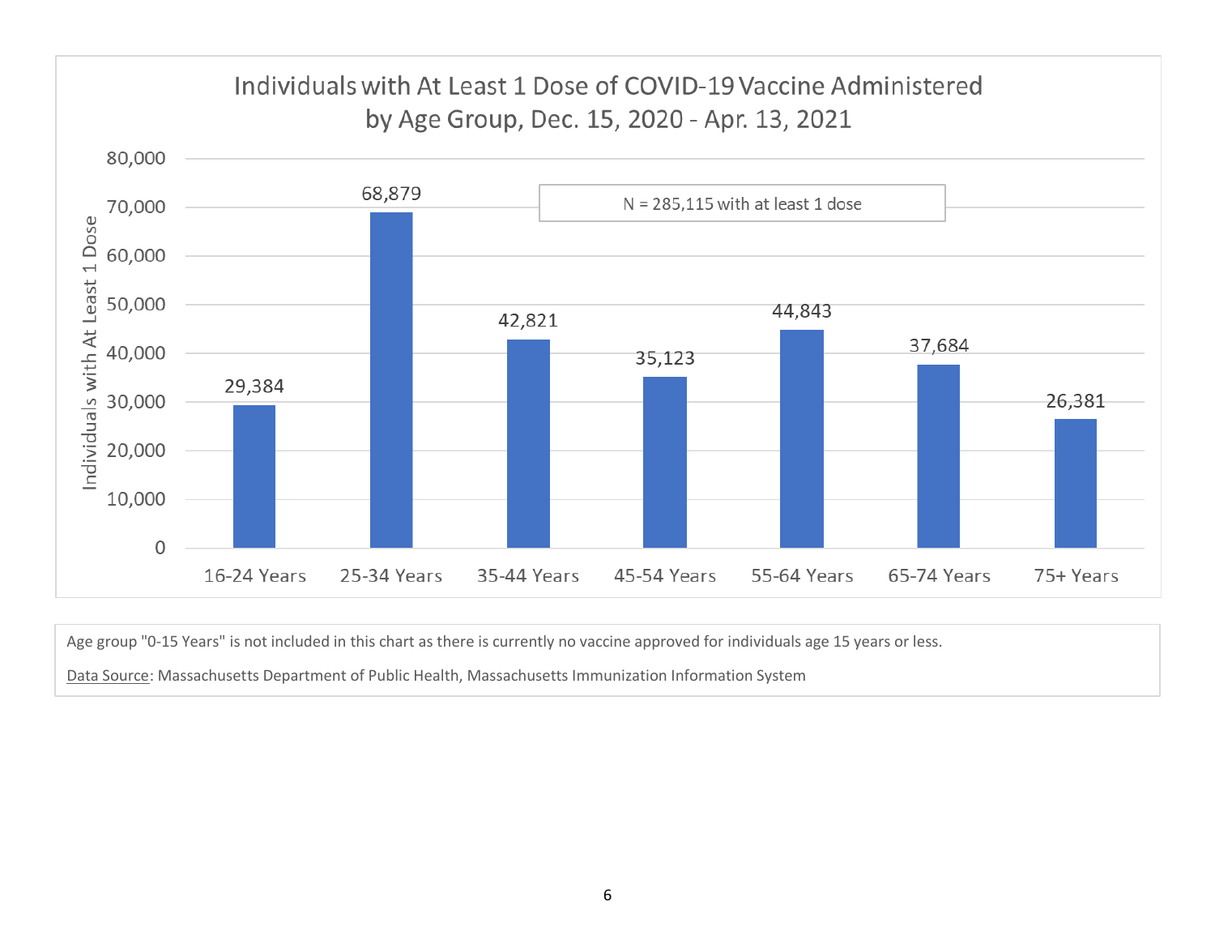Individuals with At Least 1 Dose of COVID-19 Vaccine Administered by Age Group, Dec. 15, 2020 - Apr. 13, 2021

N = 285,115 with at least 1 dose

Individuals with At Least 1 Dose

80,000
70,000
60,000
50,000
40,000
30,000
20,000
10,000
0

16-24 Years: 29,384
25-34 Years: 68,879
35-44 Years: 42,821
45-54 Years: 35,123
55-64 Years: 44,843
65-74 Years: 37,684
75+ Years: 26,381

Age group "0-15 Years" is not included in this chart as there is currently no vaccine approved for individuals age 15 years or less.

Data Source: Massachusetts Department of Public Health, Massachusetts Immunization Information System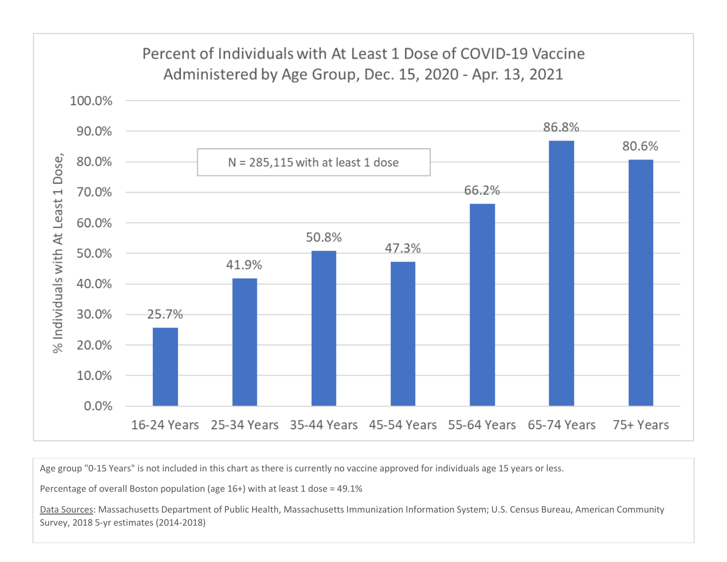Percent of Individuals with At Least 1 Dose of COVID-19 Vaccine Administered by Age Group, Dec. 15, 2020 - Apr. 13, 2021

% Individuals with At Least 1 Dose,

100.0%
90.0%
80.0%
70.0%
60.0%
50.0%
40.0%
30.0%
20.0%
10.0%
0.0%

N = 285,115 with at least 1 dose

25.7%
41.9%
50.8%
47.3%
66.2%
86.8%
80.6%

16-24 Years
25-34 Years
35-44 Years
45-54 Years
55-64 Years
65-74 Years
75+ Years

Age group "0-15 Years" is not included in this chart as there is currently no vaccine approved for individuals age 15 years or less.

Percentage of overall Boston population (age 16+) with at least 1 dose = 49.1%

Data Sources: Massachusetts Department of Public Health, Massachusetts Immunization Information System; U.S. Census Bureau, American Community Survey, 2018 5-yr estimates (2014-2018)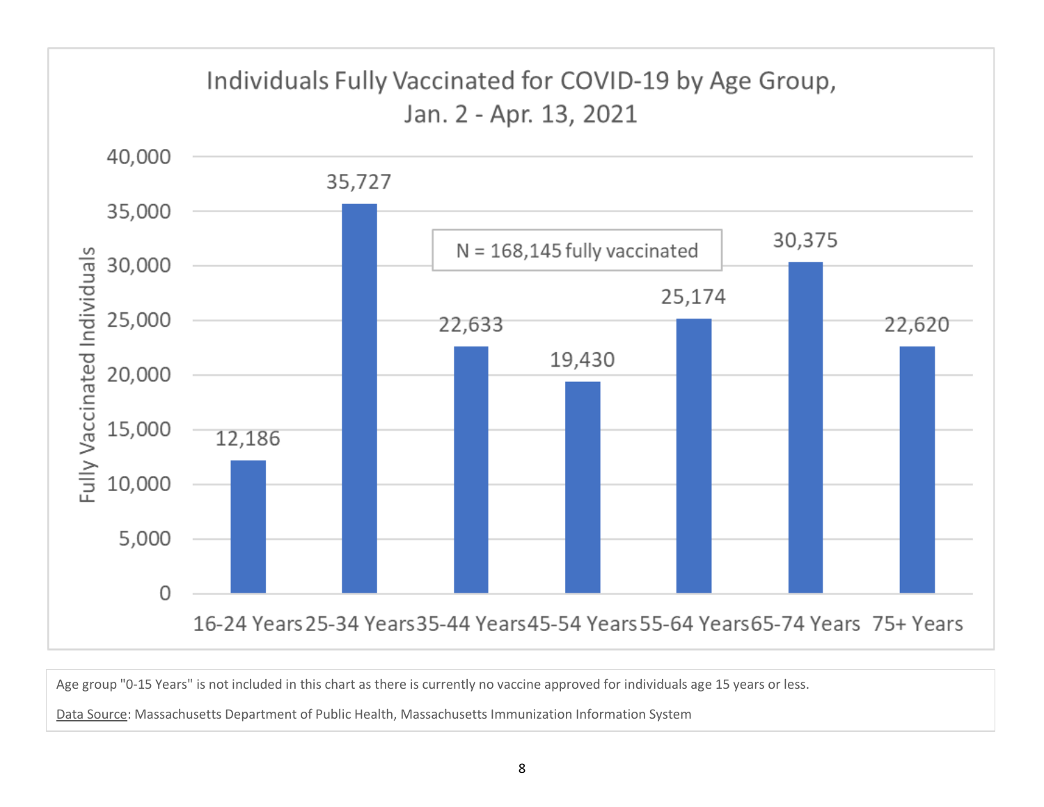Individuals Fully Vaccinated for COVID-19 by Age Group, Jan. 2 - Apr. 13, 2021

40,000
35,000
30,000
25,000
20,000
15,000
10,000
5,000
0

Fully Vaccinated Individuals

N = 168,145 fully vaccinated

12,186
35,727
22,633
19,430
25,174
30,375
22,620

16-24 Years
25-34 Years
35-44 Years
45-54 Years
55-64 Years
65-74 Years
75+ Years

Age group "0-15 Years" is not included in this chart as there is currently no vaccine approved for individuals age 15 years or less.

Data Source: Massachusetts Department of Public Health, Massachusetts Immunization Information System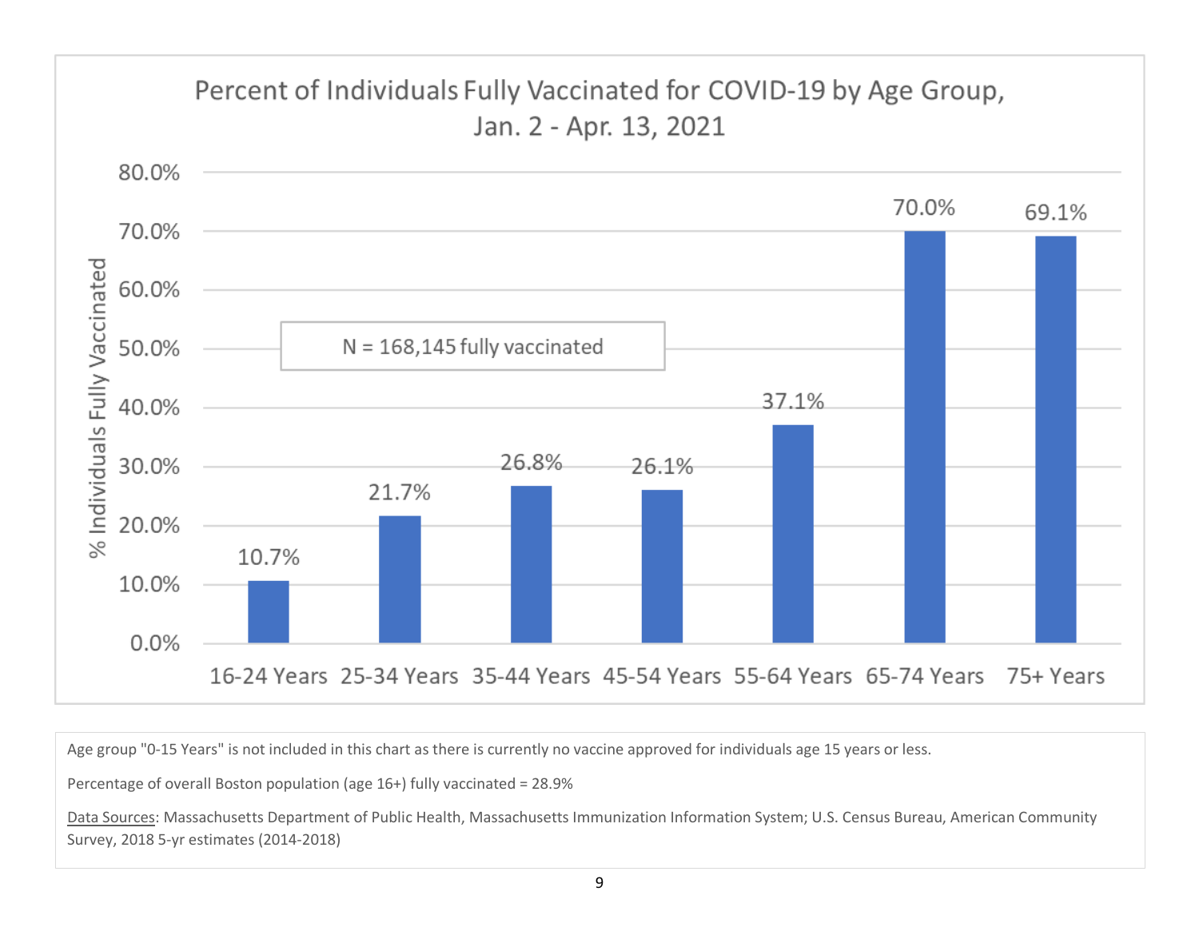Percent of Individuals Fully Vaccinated for COVID-19 by Age Group, Jan. 2 - Apr. 13, 2021

% Individuals Fully Vaccinated

80.0%
70.0%
60.0%
50.0%
40.0%
30.0%
20.0%
10.0%
0.0%

N = 168,145 fully vaccinated

10.7%
21.7%
26.8%
26.1%
37.1%
70.0%
69.1%

16-24 Years
25-34 Years
35-44 Years
45-54 Years
55-64 Years
65-74 Years
75+ Years

Age group "0-15 Years" is not included in this chart as there is currently no vaccine approved for individuals age 15 years or less.

Percentage of overall Boston population (age 16+) fully vaccinated = 28.9%

Data Sources: Massachusetts Department of Public Health, Massachusetts Immunization Information System; U.S. Census Bureau, American Community Survey, 2018 5-yr estimates (2014-2018)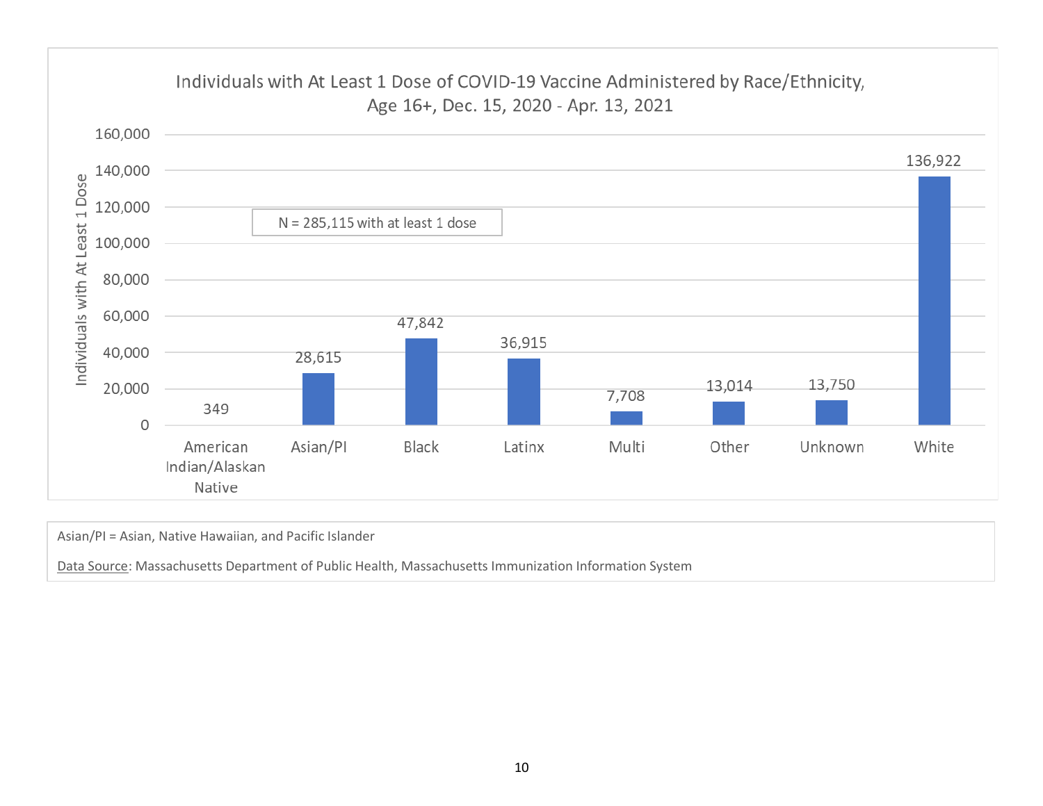Individuals with At Least 1 Dose of COVID-19 Vaccine Administered by Race/Ethnicity, Age 16+, Dec. 15, 2020 - Apr. 13, 2021

N = 285,115 with at least 1 dose

Individuals with At Least 1 Dose

160,000
140,000
120,000
100,000
80,000
60,000
40,000
20,000
0

American Indian/Alaskan Native: 349
Asian/PI: 28,615
Black: 47,842
Latinx: 36,915
Multi: 7,708
Other: 13,014
Unknown: 13,750
White: 136,922

Asian/PI = Asian, Native Hawaiian, and Pacific Islander

Data Source: Massachusetts Department of Public Health, Massachusetts Immunization Information System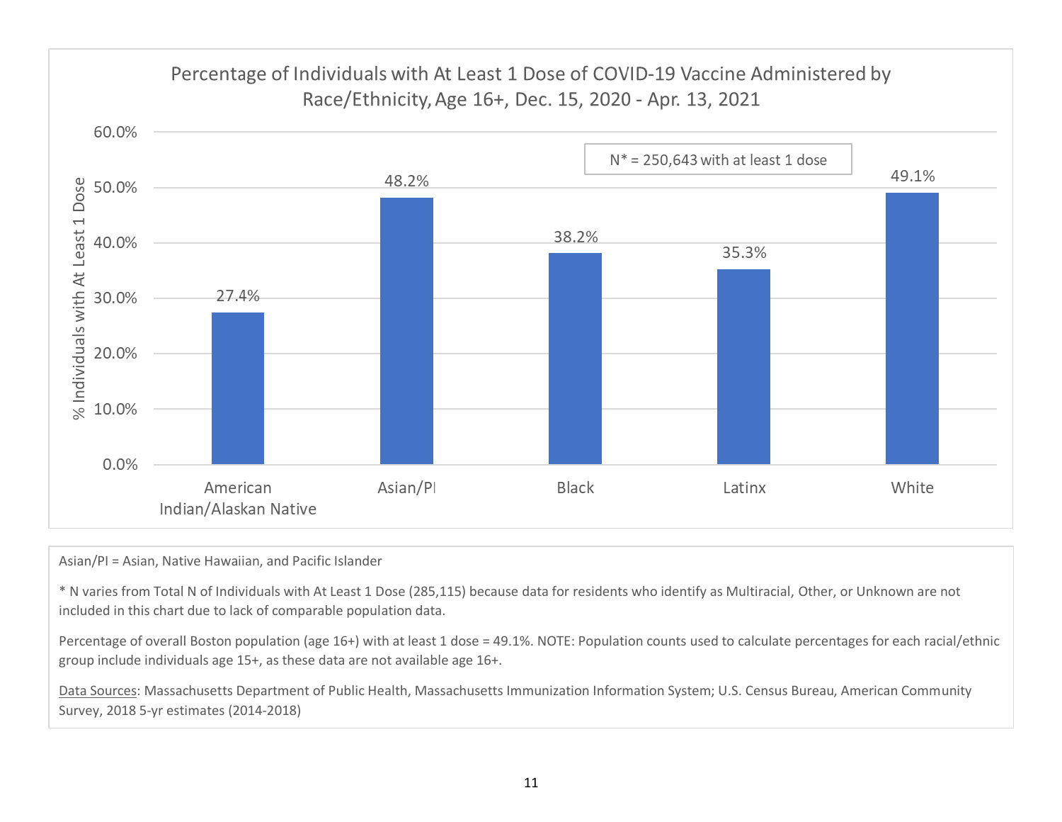Percentage of Individuals with At Least 1 Dose of COVID-19 Vaccine Administered by Race/Ethnicity, Age 16+, Dec. 15, 2020 - Apr. 13, 2021

N* = 250,643 with at least 1 dose

% Individuals with At Least 1 Dose

60.0%
50.0%
40.0%
30.0%
20.0%
10.0%
0.0%

27.4%
48.2%
38.2%
35.3%
49.1%

American Indian/Alaskan Native
Asian/PI
Black
Latinx
White

Asian/PI = Asian, Native Hawaiian, and Pacific Islander

* N varies from Total N of Individuals with At Least 1 Dose (285,115) because data for residents who identify as Multiracial, Other, or Unknown are not included in this chart due to lack of comparable population data.

Percentage of overall Boston population (age 16+) with at least 1 dose = 49.1%. NOTE: Population counts used to calculate percentages for each racial/ethnic group include individuals age 15+, as these data are not available age 16+.

Data Sources: Massachusetts Department of Public Health, Massachusetts Immunization Information System; U.S. Census Bureau, American Community Survey, 2018 5-yr estimates (2014-2018)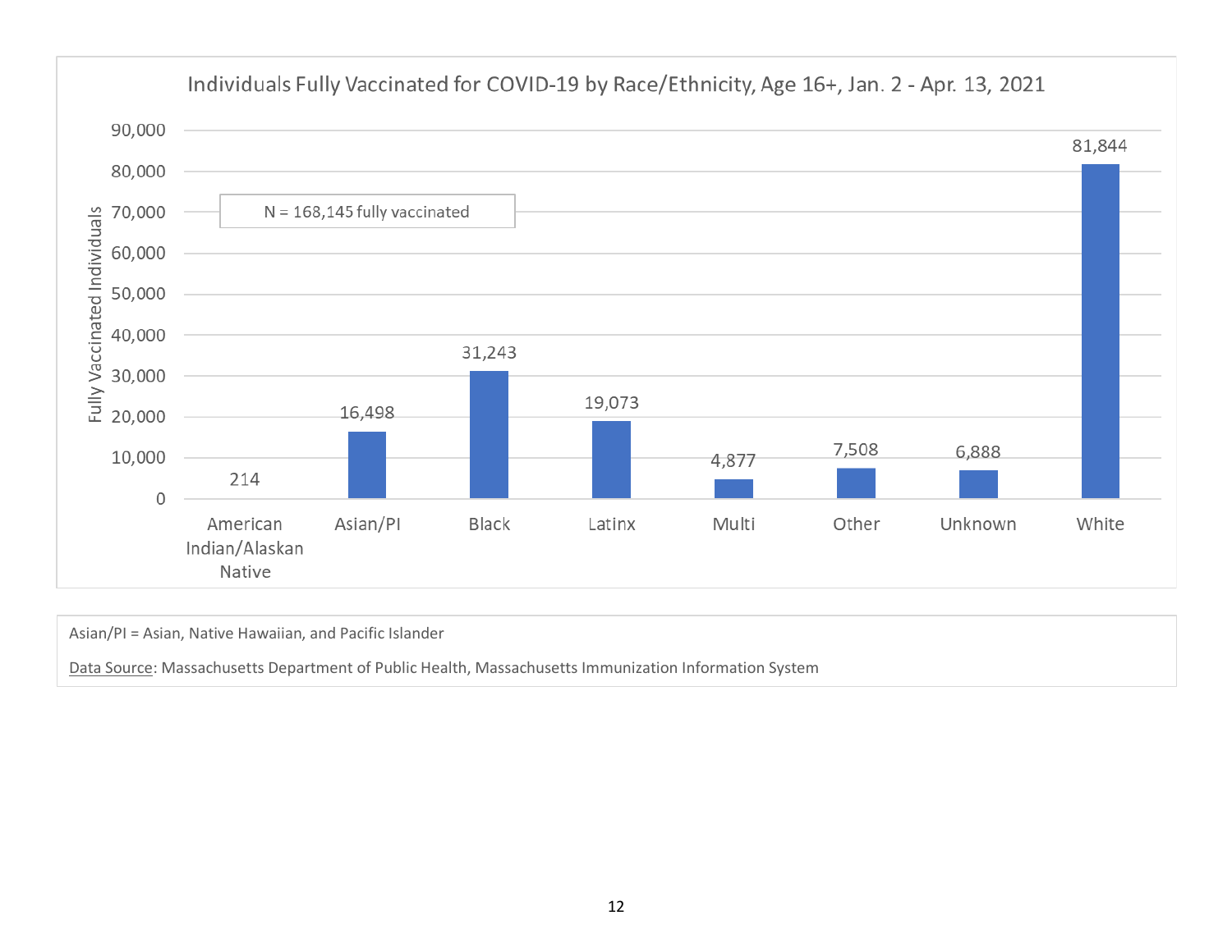Individuals Fully Vaccinated for COVID-19 by Race/Ethnicity, Age 16+, Jan. 2 - Apr. 13, 2021

N = 168,145 fully vaccinated

Fully Vaccinated Individuals

90,000
80,000
70,000
60,000
50,000
40,000
30,000
20,000
10,000
0

214
16,498
31,243
19,073
4,877
7,508
6,888
81,844

American Indian/Alaskan Native
Asian/PI
Black
Latinx
Multi
Other
Unknown
White

Asian/PI = Asian, Native Hawaiian, and Pacific Islander

Data Source: Massachusetts Department of Public Health, Massachusetts Immunization Information System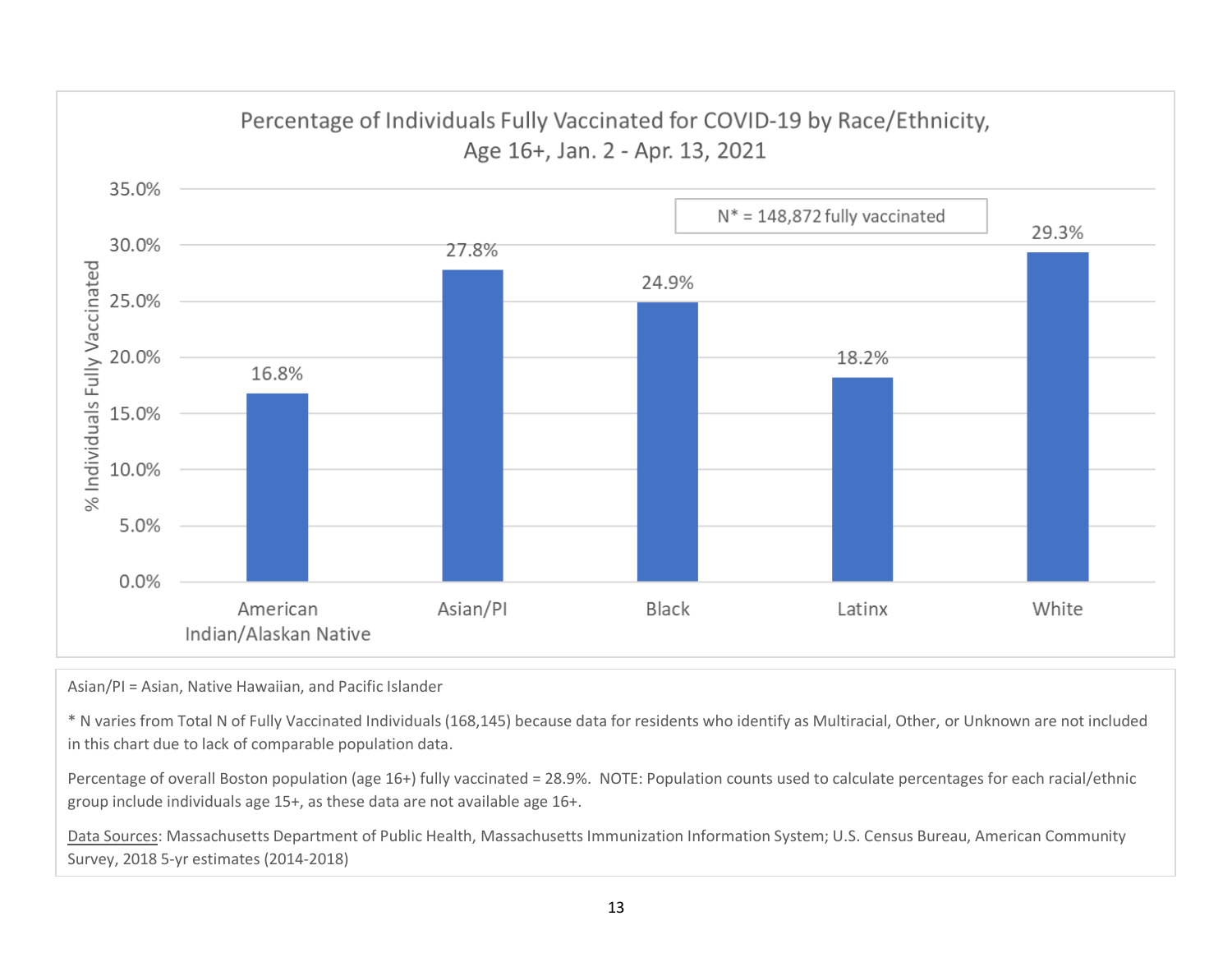Percentage of Individuals Fully Vaccinated for COVID-19 by Race/Ethnicity, Age 16+, Jan. 2 - Apr. 13, 2021

N* = 148,872 fully vaccinated

% Individuals Fully Vaccinated

35.0%
30.0%
25.0%
20.0%
15.0%
10.0%
5.0%
0.0%

16.8%
27.8%
24.9%
18.2%
29.3%

American Indian/Alaskan Native
Asian/PI
Black
Latinx
White

Asian/PI = Asian, Native Hawaiian, and Pacific Islander

* N varies from Total N of Fully Vaccinated Individuals (168,145) because data for residents who identify as Multiracial, Other, or Unknown are not included in this chart due to lack of comparable population data.

Percentage of overall Boston population (age 16+) fully vaccinated = 28.9%. NOTE: Population counts used to calculate percentages for each racial/ethnic group include individuals age 15+, as these data are not available age 16+.

Data Sources: Massachusetts Department of Public Health, Massachusetts Immunization Information System; U.S. Census Bureau, American Community Survey, 2018 5-yr estimates (2014-2018)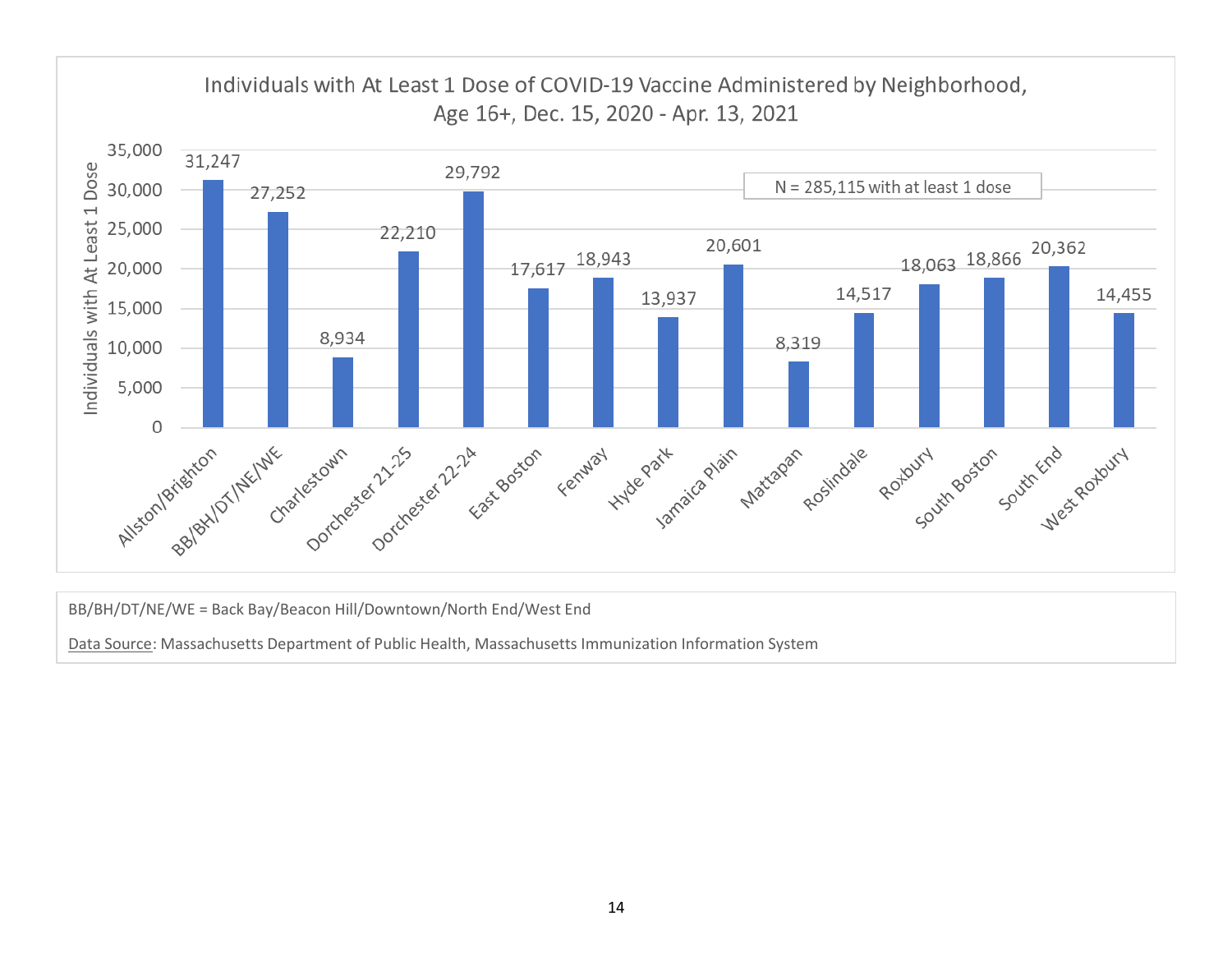Individuals with At Least 1 Dose of COVID-19 Vaccine Administered by Neighborhood, Age 16+, Dec. 15, 2020 - Apr. 13, 2021

N = 285,115 with at least 1 dose

Individuals with At Least 1 Dose

35,000
30,000
25,000
20,000
15,000
10,000
5,000
0

Allston/Brighton 31,247
BB/BH/DT/NE/WE 27,252
Charlestown 8,934
Dorchester 21-25 22,210
Dorchester 22-24 29,792
East Boston 17,617
Fenway 18,943
Hyde Park 13,937
Jamaica Plain 20,601
Mattapan 8,319
Roslindale 14,517
Roxbury 18,063
South Boston 18,866
South End 20,362
West Roxbury 14,455

BB/BH/DT/NE/WE = Back Bay/Beacon Hill/Downtown/North End/West End

Data Source: Massachusetts Department of Public Health, Massachusetts Immunization Information System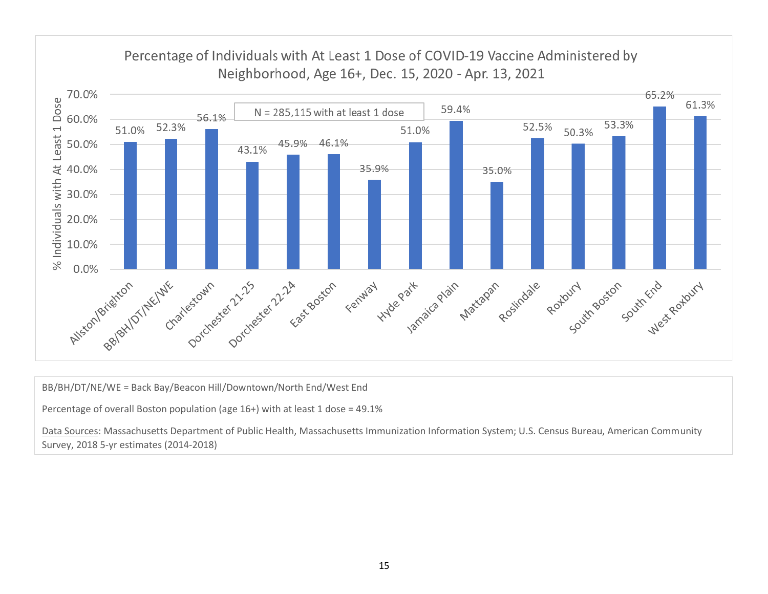## Percentage of Individuals with At Least 1 Dose of COVID-19 Vaccine Administered by Neighborhood, Age 16+, Dec. 15, 2020 - Apr. 13, 2021

N = 285,115 with at least 1 dose

| Neighborhood | % Individuals with At Least 1 Dose |
|---|---|
| Allston/Brighton | 51.0% |
| BB/BH/DT/NE/WE | 52.3% |
| Charlestown | 56.1% |
| Dorchester 21-25 | 43.1% |
| Dorchester 22-24 | 45.9% |
| East Boston | 46.1% |
| Fenway | 35.9% |
| Hyde Park | 51.0% |
| Jamaica Plain | 59.4% |
| Mattapan | 35.0% |
| Roslindale | 52.5% |
| Roxbury | 50.3% |
| South Boston | 53.3% |
| South End | 65.2% |
| West Roxbury | 61.3% |

BB/BH/DT/NE/WE = Back Bay/Beacon Hill/Downtown/North End/West End

Percentage of overall Boston population (age 16+) with at least 1 dose = 49.1%

Data Sources: Massachusetts Department of Public Health, Massachusetts Immunization Information System; U.S. Census Bureau, American Community Survey, 2018 5-yr estimates (2014-2018)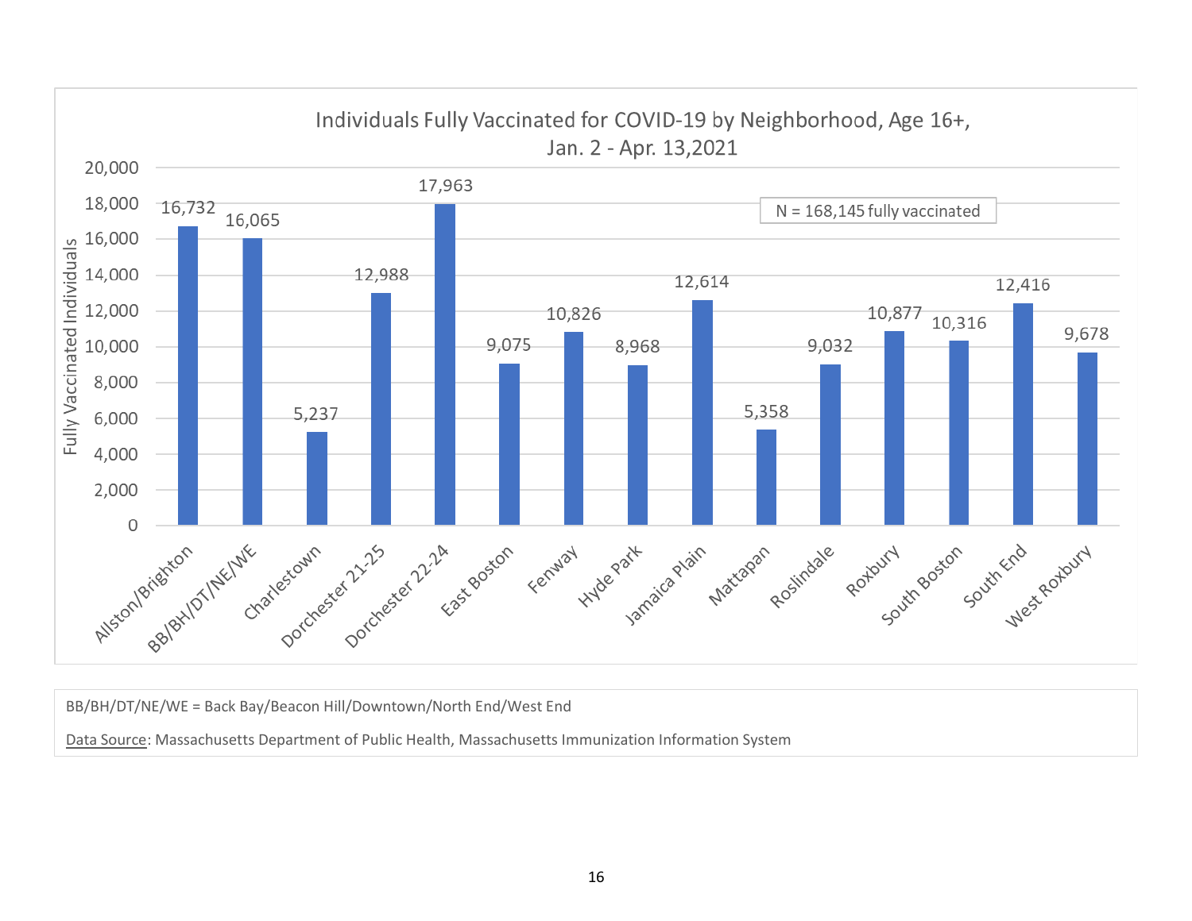Individuals Fully Vaccinated for COVID-19 by Neighborhood, Age 16+, Jan. 2 - Apr. 13,2021

N = 168,145 fully vaccinated

Fully Vaccinated Individuals

20,000
18,000
16,000
14,000
12,000
10,000
8,000
6,000
4,000
2,000
0

Allston/Brighton 16,732
BB/BH/DT/NE/WE 16,065
Charlestown 5,237
Dorchester 21-25 12,988
Dorchester 22-24 17,963
East Boston 9,075
Fenway 10,826
Hyde Park 8,968
Jamaica Plain 12,614
Mattapan 5,358
Roslindale 9,032
Roxbury 10,877
South Boston 10,316
South End 12,416
West Roxbury 9,678

BB/BH/DT/NE/WE = Back Bay/Beacon Hill/Downtown/North End/West End

Data Source: Massachusetts Department of Public Health, Massachusetts Immunization Information System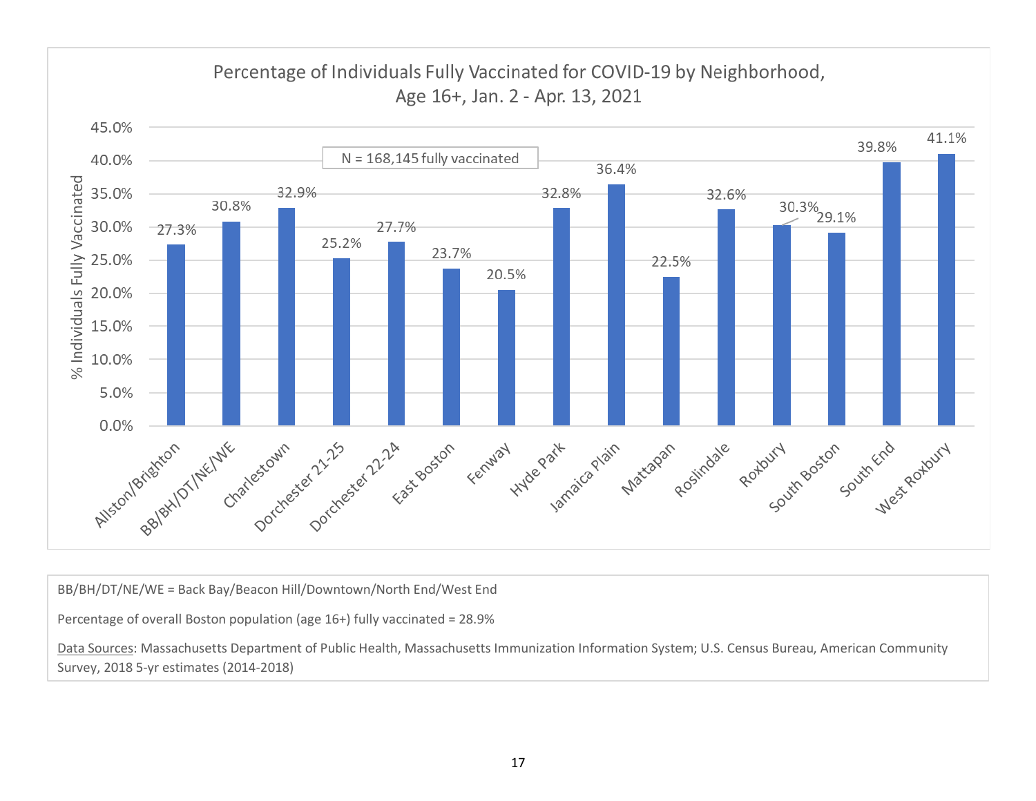Percentage of Individuals Fully Vaccinated for COVID-19 by Neighborhood, Age 16+, Jan. 2 - Apr. 13, 2021

N = 168,145 fully vaccinated

% Individuals Fully Vaccinated

45.0%
40.0%
35.0%
30.0%
25.0%
20.0%
15.0%
10.0%
5.0%
0.0%

27.3%
30.8%
32.9%
25.2%
27.7%
23.7%
20.5%
32.8%
36.4%
22.5%
32.6%
30.3%
29.1%
39.8%
41.1%

Allston/Brighton
BB/BH/DT/NE/WE
Charlestown
Dorchester 21-25
Dorchester 22-24
East Boston
Fenway
Hyde Park
Jamaica Plain
Mattapan
Roslindale
Roxbury
South Boston
South End
West Roxbury

BB/BH/DT/NE/WE = Back Bay/Beacon Hill/Downtown/North End/West End

Percentage of overall Boston population (age 16+) fully vaccinated = 28.9%

Data Sources: Massachusetts Department of Public Health, Massachusetts Immunization Information System; U.S. Census Bureau, American Community Survey, 2018 5-yr estimates (2014-2018)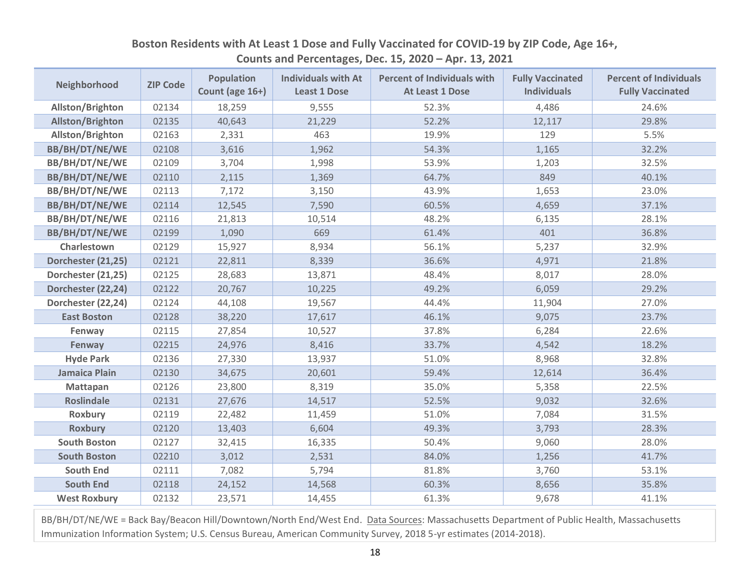## Boston Residents with At Least 1 Dose and Fully Vaccinated for COVID-19 by ZIP Code, Age 16+, Counts and Percentages, Dec. 15, 2020 – Apr. 13, 2021

| Neighborhood | ZIP Code | Population Count (age 16+) | Individuals with At Least 1 Dose | Percent of Individuals with At Least 1 Dose | Fully Vaccinated Individuals | Percent of Individuals Fully Vaccinated |
|---|---|---|---|---|---|---|
| **Allston/Brighton** | 02134 | 18,259 | 9,555 | 52.3% | 4,486 | 24.6% |
| **Allston/Brighton** | 02135 | 40,643 | 21,229 | 52.2% | 12,117 | 29.8% |
| **Allston/Brighton** | 02163 | 2,331 | 463 | 19.9% | 129 | 5.5% |
| **BB/BH/DT/NE/WE** | 02108 | 3,616 | 1,962 | 54.3% | 1,165 | 32.2% |
| **BB/BH/DT/NE/WE** | 02109 | 3,704 | 1,998 | 53.9% | 1,203 | 32.5% |
| **BB/BH/DT/NE/WE** | 02110 | 2,115 | 1,369 | 64.7% | 849 | 40.1% |
| **BB/BH/DT/NE/WE** | 02113 | 7,172 | 3,150 | 43.9% | 1,653 | 23.0% |
| **BB/BH/DT/NE/WE** | 02114 | 12,545 | 7,590 | 60.5% | 4,659 | 37.1% |
| **BB/BH/DT/NE/WE** | 02116 | 21,813 | 10,514 | 48.2% | 6,135 | 28.1% |
| **BB/BH/DT/NE/WE** | 02199 | 1,090 | 669 | 61.4% | 401 | 36.8% |
| **Charlestown** | 02129 | 15,927 | 8,934 | 56.1% | 5,237 | 32.9% |
| **Dorchester (21,25)** | 02121 | 22,811 | 8,339 | 36.6% | 4,971 | 21.8% |
| **Dorchester (21,25)** | 02125 | 28,683 | 13,871 | 48.4% | 8,017 | 28.0% |
| **Dorchester (22,24)** | 02122 | 20,767 | 10,225 | 49.2% | 6,059 | 29.2% |
| **Dorchester (22,24)** | 02124 | 44,108 | 19,567 | 44.4% | 11,904 | 27.0% |
| **East Boston** | 02128 | 38,220 | 17,617 | 46.1% | 9,075 | 23.7% |
| **Fenway** | 02115 | 27,854 | 10,527 | 37.8% | 6,284 | 22.6% |
| **Fenway** | 02215 | 24,976 | 8,416 | 33.7% | 4,542 | 18.2% |
| **Hyde Park** | 02136 | 27,330 | 13,937 | 51.0% | 8,968 | 32.8% |
| **Jamaica Plain** | 02130 | 34,675 | 20,601 | 59.4% | 12,614 | 36.4% |
| **Mattapan** | 02126 | 23,800 | 8,319 | 35.0% | 5,358 | 22.5% |
| **Roslindale** | 02131 | 27,676 | 14,517 | 52.5% | 9,032 | 32.6% |
| **Roxbury** | 02119 | 22,482 | 11,459 | 51.0% | 7,084 | 31.5% |
| **Roxbury** | 02120 | 13,403 | 6,604 | 49.3% | 3,793 | 28.3% |
| **South Boston** | 02127 | 32,415 | 16,335 | 50.4% | 9,060 | 28.0% |
| **South Boston** | 02210 | 3,012 | 2,531 | 84.0% | 1,256 | 41.7% |
| **South End** | 02111 | 7,082 | 5,794 | 81.8% | 3,760 | 53.1% |
| **South End** | 02118 | 24,152 | 14,568 | 60.3% | 8,656 | 35.8% |
| **West Roxbury** | 02132 | 23,571 | 14,455 | 61.3% | 9,678 | 41.1% |

BB/BH/DT/NE/WE = Back Bay/Beacon Hill/Downtown/North End/West End. Data Sources: Massachusetts Department of Public Health, Massachusetts Immunization Information System; U.S. Census Bureau, American Community Survey, 2018 5-yr estimates (2014-2018).